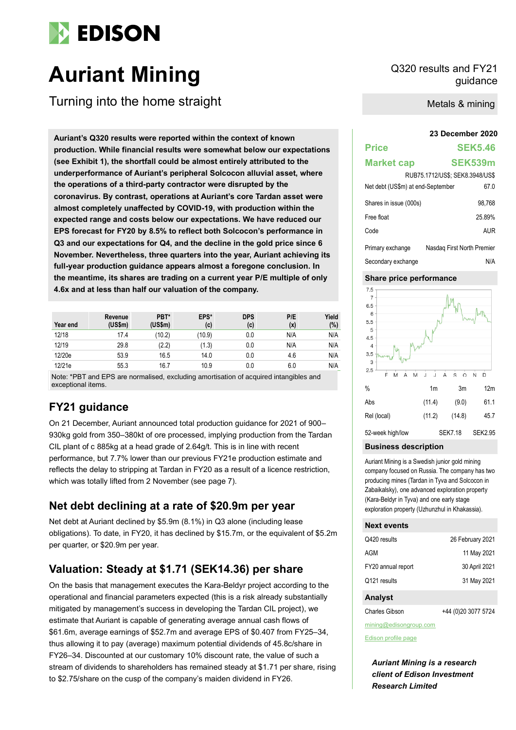# Auriant Mining

## Turning into the home straight

Q320 results and FY21 guidance

Metals & mining

**Auriant's Q320 results were reported within the context of known production. While financial results were somewhat below our expectations (see Exhibit 1), the shortfall could be almost entirely attributed to the underperformance of Auriant's peripheral Solcocon alluvial asset, where the operations of a third-party contractor were disrupted by the coronavirus. By contrast, operations at Auriant's core Tardan asset were almost completely unaffected by COVID-19, with production within the expected range and costs below our expectations. We have reduced our EPS forecast for FY20 by 8.5% to reflect both Solcocon's performance in Q3 and our expectations for Q4, and the decline in the gold price since 6 November. Nevertheless, three quarters into the year, Auriant achieving its full-year production guidance appears almost a foregone conclusion. In the meantime, its shares are trading on a current year P/E multiple of only 4.6x and at less than half our valuation of the company.**

| Year end | Revenue (US$m) | PBT* (US$m) | EPS* (c) | DPS (c) | P/E (x) | Yield (%) |
|---|---|---|---|---|---|---|
| 12/18 | 17.4 | (10.2) | (10.9) | 0.0 | N/A | N/A |
| 12/19 | 29.8 | (2.2) | (1.3) | 0.0 | N/A | N/A |
| 12/20e | 53.9 | 16.5 | 14.0 | 0.0 | 4.6 | N/A |
| 12/21e | 55.3 | 16.7 | 10.9 | 0.0 | 6.0 | N/A |

Note: *PBT and EPS are normalised, excluding amortisation of acquired intangibles and exceptional items.

## FY21 guidance

On 21 December, Auriant announced total production guidance for 2021 of 900–930kg gold from 350–380kt of ore processed, implying production from the Tardan CIL plant of c 885kg at a head grade of 2.64g/t. This is in line with recent performance, but 7.7% lower than our previous FY21e production estimate and reflects the delay to stripping at Tardan in FY20 as a result of a licence restriction, which was totally lifted from 2 November (see page 7).

## Net debt declining at a rate of $20.9m per year

Net debt at Auriant declined by $5.9m (8.1%) in Q3 alone (including lease obligations). To date, in FY20, it has declined by $15.7m, or the equivalent of $5.2m per quarter, or $20.9m per year.

## Valuation: Steady at $1.71 (SEK14.36) per share

On the basis that management executes the Kara-Beldyr project according to the operational and financial parameters expected (this is a risk already substantially mitigated by management's success in developing the Tardan CIL project), we estimate that Auriant is capable of generating average annual cash flows of $61.6m, average earnings of $52.7m and average EPS of $0.407 from FY25–34, thus allowing it to pay (average) maximum potential dividends of 45.8c/share in FY26–34. Discounted at our customary 10% discount rate, the value of such a stream of dividends to shareholders has remained steady at $1.71 per share, rising to $2.75/share on the cusp of the company's maiden dividend in FY26.

**23 December 2020**

| | |
|---|---|
| **Price** | **SEK5.46** |
| **Market cap** | **SEK539m** |

RUB75.1712/US$; SEK8.3948/US$

| | |
|---|---|
| Net debt (US$m) at end-September | 67.0 |
| Shares in issue (000s) | 98,768 |
| Free float | 25.89% |
| Code | AUR |
| Primary exchange | Nasdaq First North Premier |
| Secondary exchange | N/A |

### Share price performance

| % | 1m | 3m | 12m |
|---|---|---|---|
| Abs | (11.4) | (9.0) | 61.1 |
| Rel (local) | (11.2) | (14.8) | 45.7 |
| 52-week high/low | | SEK7.18 | SEK2.95 |

### Business description

Auriant Mining is a Swedish junior gold mining company focused on Russia. The company has two producing mines (Tardan in Tyva and Solcocon in Zabaikalsky), one advanced exploration property (Kara-Beldyr in Tyva) and one early stage exploration property (Uzhunzhul in Khakassia).

### Next events

| | |
|---|---|
| Q420 results | 26 February 2021 |
| AGM | 11 May 2021 |
| FY20 annual report | 30 April 2021 |
| Q121 results | 31 May 2021 |

### Analyst

Charles Gibson +44 (0)20 3077 5724

mining@edisongroup.com

Edison profile page

***Auriant Mining is a research client of Edison Investment Research Limited***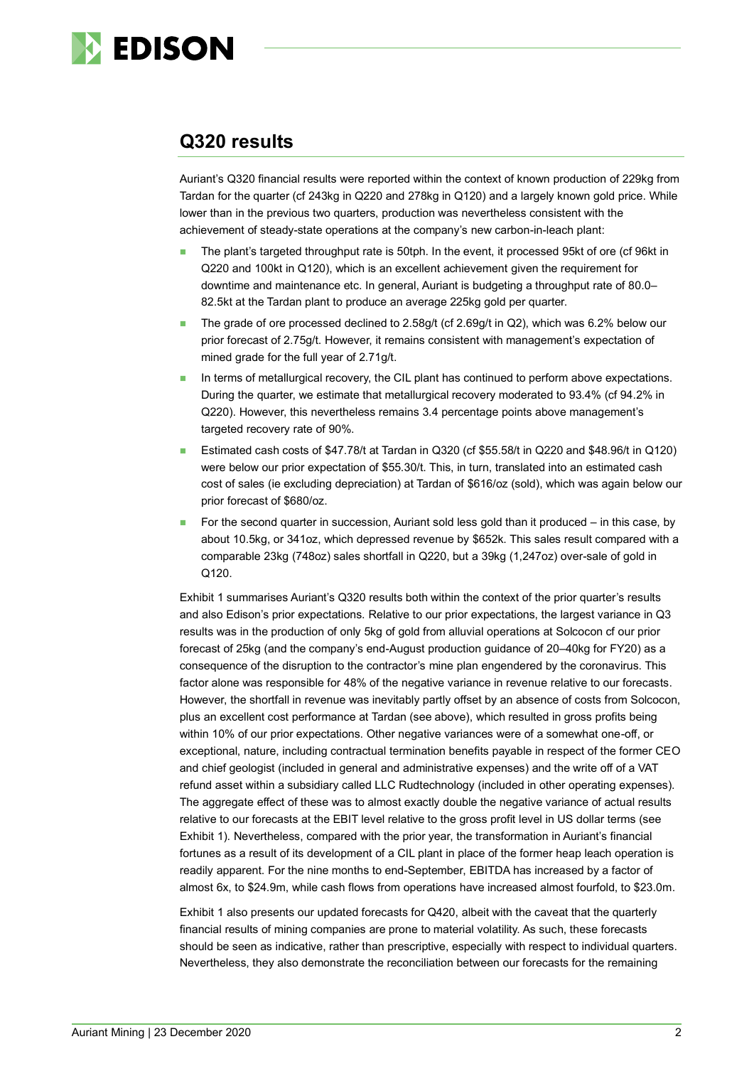## Q320 results

Auriant's Q320 financial results were reported within the context of known production of 229kg from Tardan for the quarter (cf 243kg in Q220 and 278kg in Q120) and a largely known gold price. While lower than in the previous two quarters, production was nevertheless consistent with the achievement of steady-state operations at the company's new carbon-in-leach plant:

- The plant's targeted throughput rate is 50tph. In the event, it processed 95kt of ore (cf 96kt in Q220 and 100kt in Q120), which is an excellent achievement given the requirement for downtime and maintenance etc. In general, Auriant is budgeting a throughput rate of 80.0–82.5kt at the Tardan plant to produce an average 225kg gold per quarter.
- The grade of ore processed declined to 2.58g/t (cf 2.69g/t in Q2), which was 6.2% below our prior forecast of 2.75g/t. However, it remains consistent with management's expectation of mined grade for the full year of 2.71g/t.
- In terms of metallurgical recovery, the CIL plant has continued to perform above expectations. During the quarter, we estimate that metallurgical recovery moderated to 93.4% (cf 94.2% in Q220). However, this nevertheless remains 3.4 percentage points above management's targeted recovery rate of 90%.
- Estimated cash costs of $47.78/t at Tardan in Q320 (cf $55.58/t in Q220 and $48.96/t in Q120) were below our prior expectation of $55.30/t. This, in turn, translated into an estimated cash cost of sales (ie excluding depreciation) at Tardan of $616/oz (sold), which was again below our prior forecast of $680/oz.
- For the second quarter in succession, Auriant sold less gold than it produced – in this case, by about 10.5kg, or 341oz, which depressed revenue by $652k. This sales result compared with a comparable 23kg (748oz) sales shortfall in Q220, but a 39kg (1,247oz) over-sale of gold in Q120.

Exhibit 1 summarises Auriant's Q320 results both within the context of the prior quarter's results and also Edison's prior expectations. Relative to our prior expectations, the largest variance in Q3 results was in the production of only 5kg of gold from alluvial operations at Solcocon cf our prior forecast of 25kg (and the company's end-August production guidance of 20–40kg for FY20) as a consequence of the disruption to the contractor's mine plan engendered by the coronavirus. This factor alone was responsible for 48% of the negative variance in revenue relative to our forecasts. However, the shortfall in revenue was inevitably partly offset by an absence of costs from Solcocon, plus an excellent cost performance at Tardan (see above), which resulted in gross profits being within 10% of our prior expectations. Other negative variances were of a somewhat one-off, or exceptional, nature, including contractual termination benefits payable in respect of the former CEO and chief geologist (included in general and administrative expenses) and the write off of a VAT refund asset within a subsidiary called LLC Rudtechnology (included in other operating expenses). The aggregate effect of these was to almost exactly double the negative variance of actual results relative to our forecasts at the EBIT level relative to the gross profit level in US dollar terms (see Exhibit 1). Nevertheless, compared with the prior year, the transformation in Auriant's financial fortunes as a result of its development of a CIL plant in place of the former heap leach operation is readily apparent. For the nine months to end-September, EBITDA has increased by a factor of almost 6x, to $24.9m, while cash flows from operations have increased almost fourfold, to $23.0m.

Exhibit 1 also presents our updated forecasts for Q420, albeit with the caveat that the quarterly financial results of mining companies are prone to material volatility. As such, these forecasts should be seen as indicative, rather than prescriptive, especially with respect to individual quarters. Nevertheless, they also demonstrate the reconciliation between our forecasts for the remaining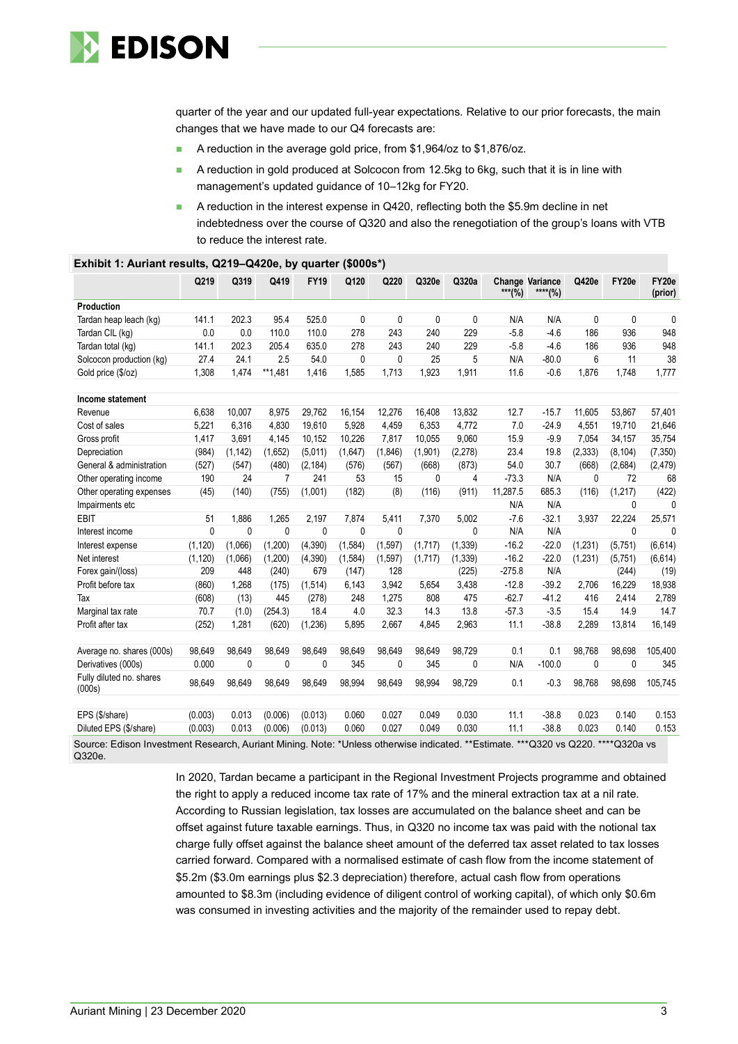quarter of the year and our updated full-year expectations. Relative to our prior forecasts, the main changes that we have made to our Q4 forecasts are:

- A reduction in the average gold price, from $1,964/oz to $1,876/oz.
- A reduction in gold produced at Solcocon from 12.5kg to 6kg, such that it is in line with management's updated guidance of 10–12kg for FY20.
- A reduction in the interest expense in Q420, reflecting both the $5.9m decline in net indebtedness over the course of Q320 and also the renegotiation of the group's loans with VTB to reduce the interest rate.

**Exhibit 1: Auriant results, Q219–Q420e, by quarter ($000s*)**

| | Q219 | Q319 | Q419 | FY19 | Q120 | Q220 | Q320e | Q320a | Change ***(%) | Variance ****(%) | Q420e | FY20e | FY20e (prior) |
|---|---|---|---|---|---|---|---|---|---|---|---|---|---|
| **Production** | | | | | | | | | | | | | |
| Tardan heap leach (kg) | 141.1 | 202.3 | 95.4 | 525.0 | 0 | 0 | 0 | 0 | N/A | N/A | 0 | 0 | 0 |
| Tardan CIL (kg) | 0.0 | 0.0 | 110.0 | 110.0 | 278 | 243 | 240 | 229 | -5.8 | -4.6 | 186 | 936 | 948 |
| Tardan total (kg) | 141.1 | 202.3 | 205.4 | 635.0 | 278 | 243 | 240 | 229 | -5.8 | -4.6 | 186 | 936 | 948 |
| Solcocon production (kg) | 27.4 | 24.1 | 2.5 | 54.0 | 0 | 0 | 25 | 5 | N/A | -80.0 | 6 | 11 | 38 |
| Gold price ($/oz) | 1,308 | 1,474 | **1,481 | 1,416 | 1,585 | 1,713 | 1,923 | 1,911 | 11.6 | -0.6 | 1,876 | 1,748 | 1,777 |
| | | | | | | | | | | | | | |
| **Income statement** | | | | | | | | | | | | | |
| Revenue | 6,638 | 10,007 | 8,975 | 29,762 | 16,154 | 12,276 | 16,408 | 13,832 | 12.7 | -15.7 | 11,605 | 53,867 | 57,401 |
| Cost of sales | 5,221 | 6,316 | 4,830 | 19,610 | 5,928 | 4,459 | 6,353 | 4,772 | 7.0 | -24.9 | 4,551 | 19,710 | 21,646 |
| Gross profit | 1,417 | 3,691 | 4,145 | 10,152 | 10,226 | 7,817 | 10,055 | 9,060 | 15.9 | -9.9 | 7,054 | 34,157 | 35,754 |
| Depreciation | (984) | (1,142) | (1,652) | (5,011) | (1,647) | (1,846) | (1,901) | (2,278) | 23.4 | 19.8 | (2,333) | (8,104) | (7,350) |
| General & administration | (527) | (547) | (480) | (2,184) | (576) | (567) | (668) | (873) | 54.0 | 30.7 | (668) | (2,684) | (2,479) |
| Other operating income | 190 | 24 | 7 | 241 | 53 | 15 | 0 | 4 | -73.3 | N/A | 0 | 72 | 68 |
| Other operating expenses | (45) | (140) | (755) | (1,001) | (182) | (8) | (116) | (911) | 11,287.5 | 685.3 | (116) | (1,217) | (422) |
| Impairments etc | | | | | | | | | N/A | N/A | | 0 | 0 |
| EBIT | 51 | 1,886 | 1,265 | 2,197 | 7,874 | 5,411 | 7,370 | 5,002 | -7.6 | -32.1 | 3,937 | 22,224 | 25,571 |
| Interest income | 0 | 0 | 0 | 0 | 0 | 0 | | 0 | N/A | N/A | | 0 | 0 |
| Interest expense | (1,120) | (1,066) | (1,200) | (4,390) | (1,584) | (1,597) | (1,717) | (1,339) | -16.2 | -22.0 | (1,231) | (5,751) | (6,614) |
| Net interest | (1,120) | (1,066) | (1,200) | (4,390) | (1,584) | (1,597) | (1,717) | (1,339) | -16.2 | -22.0 | (1,231) | (5,751) | (6,614) |
| Forex gain/(loss) | 209 | 448 | (240) | 679 | (147) | 128 | | (225) | -275.8 | N/A | | (244) | (19) |
| Profit before tax | (860) | 1,268 | (175) | (1,514) | 6,143 | 3,942 | 5,654 | 3,438 | -12.8 | -39.2 | 2,706 | 16,229 | 18,938 |
| Tax | (608) | (13) | 445 | (278) | 248 | 1,275 | 808 | 475 | -62.7 | -41.2 | 416 | 2,414 | 2,789 |
| Marginal tax rate | 70.7 | (1.0) | (254.3) | 18.4 | 4.0 | 32.3 | 14.3 | 13.8 | -57.3 | -3.5 | 15.4 | 14.9 | 14.7 |
| Profit after tax | (252) | 1,281 | (620) | (1,236) | 5,895 | 2,667 | 4,845 | 2,963 | 11.1 | -38.8 | 2,289 | 13,814 | 16,149 |
| | | | | | | | | | | | | | |
| Average no. shares (000s) | 98,649 | 98,649 | 98,649 | 98,649 | 98,649 | 98,649 | 98,649 | 98,729 | 0.1 | 0.1 | 98,768 | 98,698 | 105,400 |
| Derivatives (000s) | 0.000 | 0 | 0 | 0 | 345 | 0 | 345 | 0 | N/A | -100.0 | 0 | 0 | 345 |
| Fully diluted no. shares (000s) | 98,649 | 98,649 | 98,649 | 98,649 | 98,994 | 98,649 | 98,994 | 98,729 | 0.1 | -0.3 | 98,768 | 98,698 | 105,745 |
| | | | | | | | | | | | | | |
| EPS ($/share) | (0.003) | 0.013 | (0.006) | (0.013) | 0.060 | 0.027 | 0.049 | 0.030 | 11.1 | -38.8 | 0.023 | 0.140 | 0.153 |
| Diluted EPS ($/share) | (0.003) | 0.013 | (0.006) | (0.013) | 0.060 | 0.027 | 0.049 | 0.030 | 11.1 | -38.8 | 0.023 | 0.140 | 0.153 |

Source: Edison Investment Research, Auriant Mining. Note: *Unless otherwise indicated. **Estimate. ***Q320 vs Q220. ****Q320a vs Q320e.

In 2020, Tardan became a participant in the Regional Investment Projects programme and obtained the right to apply a reduced income tax rate of 17% and the mineral extraction tax at a nil rate. According to Russian legislation, tax losses are accumulated on the balance sheet and can be offset against future taxable earnings. Thus, in Q320 no income tax was paid with the notional tax charge fully offset against the balance sheet amount of the deferred tax asset related to tax losses carried forward. Compared with a normalised estimate of cash flow from the income statement of $5.2m ($3.0m earnings plus $2.3 depreciation) therefore, actual cash flow from operations amounted to $8.3m (including evidence of diligent control of working capital), of which only $0.6m was consumed in investing activities and the majority of the remainder used to repay debt.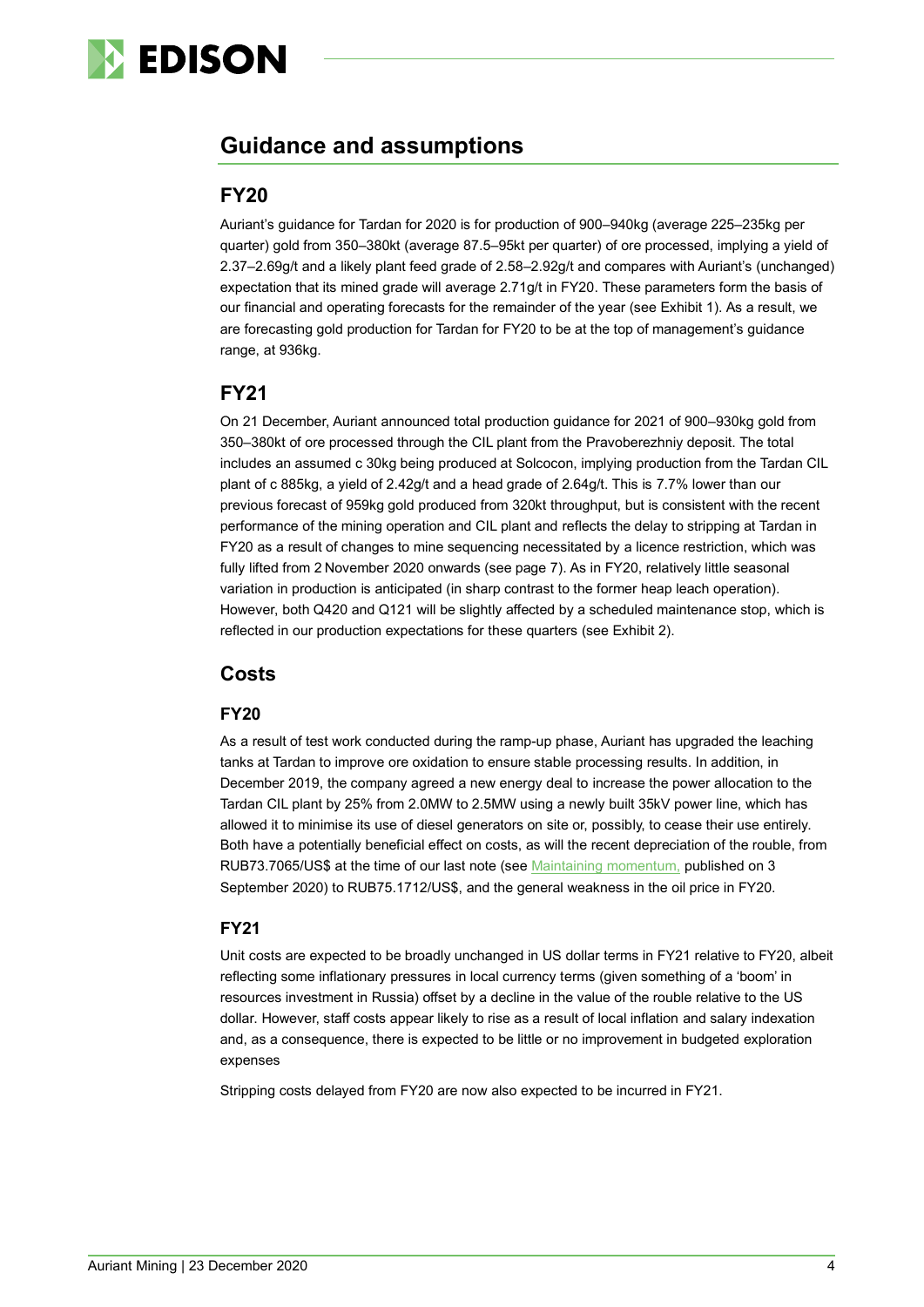## Guidance and assumptions

### FY20

Auriant's guidance for Tardan for 2020 is for production of 900–940kg (average 225–235kg per quarter) gold from 350–380kt (average 87.5–95kt per quarter) of ore processed, implying a yield of 2.37–2.69g/t and a likely plant feed grade of 2.58–2.92g/t and compares with Auriant's (unchanged) expectation that its mined grade will average 2.71g/t in FY20. These parameters form the basis of our financial and operating forecasts for the remainder of the year (see Exhibit 1). As a result, we are forecasting gold production for Tardan for FY20 to be at the top of management's guidance range, at 936kg.

### FY21

On 21 December, Auriant announced total production guidance for 2021 of 900–930kg gold from 350–380kt of ore processed through the CIL plant from the Pravoberezhniy deposit. The total includes an assumed c 30kg being produced at Solcocon, implying production from the Tardan CIL plant of c 885kg, a yield of 2.42g/t and a head grade of 2.64g/t. This is 7.7% lower than our previous forecast of 959kg gold produced from 320kt throughput, but is consistent with the recent performance of the mining operation and CIL plant and reflects the delay to stripping at Tardan in FY20 as a result of changes to mine sequencing necessitated by a licence restriction, which was fully lifted from 2 November 2020 onwards (see page 7). As in FY20, relatively little seasonal variation in production is anticipated (in sharp contrast to the former heap leach operation). However, both Q420 and Q121 will be slightly affected by a scheduled maintenance stop, which is reflected in our production expectations for these quarters (see Exhibit 2).

## Costs

### FY20

As a result of test work conducted during the ramp-up phase, Auriant has upgraded the leaching tanks at Tardan to improve ore oxidation to ensure stable processing results. In addition, in December 2019, the company agreed a new energy deal to increase the power allocation to the Tardan CIL plant by 25% from 2.0MW to 2.5MW using a newly built 35kV power line, which has allowed it to minimise its use of diesel generators on site or, possibly, to cease their use entirely. Both have a potentially beneficial effect on costs, as will the recent depreciation of the rouble, from RUB73.7065/US$ at the time of our last note (see Maintaining momentum, published on 3 September 2020) to RUB75.1712/US$, and the general weakness in the oil price in FY20.

### FY21

Unit costs are expected to be broadly unchanged in US dollar terms in FY21 relative to FY20, albeit reflecting some inflationary pressures in local currency terms (given something of a 'boom' in resources investment in Russia) offset by a decline in the value of the rouble relative to the US dollar. However, staff costs appear likely to rise as a result of local inflation and salary indexation and, as a consequence, there is expected to be little or no improvement in budgeted exploration expenses

Stripping costs delayed from FY20 are now also expected to be incurred in FY21.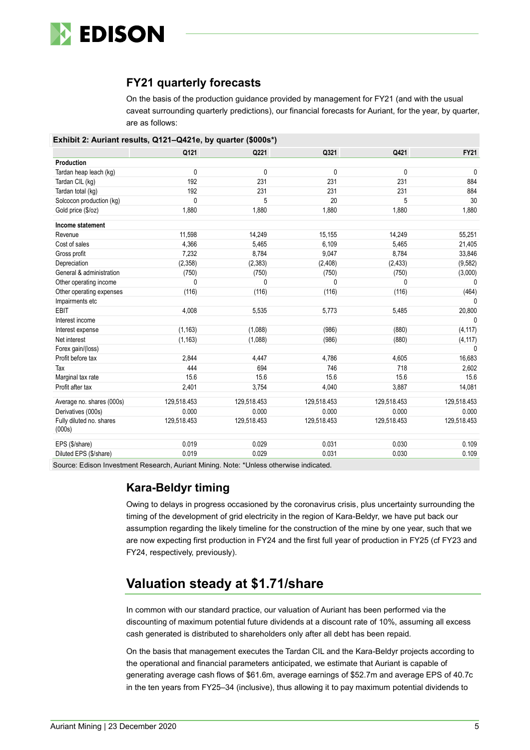## FY21 quarterly forecasts

On the basis of the production guidance provided by management for FY21 (and with the usual caveat surrounding quarterly predictions), our financial forecasts for Auriant, for the year, by quarter, are as follows:

**Exhibit 2: Auriant results, Q121–Q421e, by quarter ($000s*)**

| | Q121 | Q221 | Q321 | Q421 | FY21 |
|---|---|---|---|---|---|
| **Production** | | | | | |
| Tardan heap leach (kg) | 0 | 0 | 0 | 0 | 0 |
| Tardan CIL (kg) | 192 | 231 | 231 | 231 | 884 |
| Tardan total (kg) | 192 | 231 | 231 | 231 | 884 |
| Solcocon production (kg) | 0 | 5 | 20 | 5 | 30 |
| Gold price ($/oz) | 1,880 | 1,880 | 1,880 | 1,880 | 1,880 |
| **Income statement** | | | | | |
| Revenue | 11,598 | 14,249 | 15,155 | 14,249 | 55,251 |
| Cost of sales | 4,366 | 5,465 | 6,109 | 5,465 | 21,405 |
| Gross profit | 7,232 | 8,784 | 9,047 | 8,784 | 33,846 |
| Depreciation | (2,358) | (2,383) | (2,408) | (2,433) | (9,582) |
| General & administration | (750) | (750) | (750) | (750) | (3,000) |
| Other operating income | 0 | 0 | 0 | 0 | 0 |
| Other operating expenses | (116) | (116) | (116) | (116) | (464) |
| Impairments etc | | | | | 0 |
| EBIT | 4,008 | 5,535 | 5,773 | 5,485 | 20,800 |
| Interest income | | | | | 0 |
| Interest expense | (1,163) | (1,088) | (986) | (880) | (4,117) |
| Net interest | (1,163) | (1,088) | (986) | (880) | (4,117) |
| Forex gain/(loss) | | | | | 0 |
| Profit before tax | 2,844 | 4,447 | 4,786 | 4,605 | 16,683 |
| Tax | 444 | 694 | 746 | 718 | 2,602 |
| Marginal tax rate | 15.6 | 15.6 | 15.6 | 15.6 | 15.6 |
| Profit after tax | 2,401 | 3,754 | 4,040 | 3,887 | 14,081 |
| Average no. shares (000s) | 129,518.453 | 129,518.453 | 129,518.453 | 129,518.453 | 129,518.453 |
| Derivatives (000s) | 0.000 | 0.000 | 0.000 | 0.000 | 0.000 |
| Fully diluted no. shares (000s) | 129,518.453 | 129,518.453 | 129,518.453 | 129,518.453 | 129,518.453 |
| EPS ($/share) | 0.019 | 0.029 | 0.031 | 0.030 | 0.109 |
| Diluted EPS ($/share) | 0.019 | 0.029 | 0.031 | 0.030 | 0.109 |

Source: Edison Investment Research, Auriant Mining. Note: *Unless otherwise indicated.

## Kara-Beldyr timing

Owing to delays in progress occasioned by the coronavirus crisis, plus uncertainty surrounding the timing of the development of grid electricity in the region of Kara-Beldyr, we have put back our assumption regarding the likely timeline for the construction of the mine by one year, such that we are now expecting first production in FY24 and the first full year of production in FY25 (cf FY23 and FY24, respectively, previously).

# Valuation steady at $1.71/share

In common with our standard practice, our valuation of Auriant has been performed via the discounting of maximum potential future dividends at a discount rate of 10%, assuming all excess cash generated is distributed to shareholders only after all debt has been repaid.

On the basis that management executes the Tardan CIL and the Kara-Beldyr projects according to the operational and financial parameters anticipated, we estimate that Auriant is capable of generating average cash flows of $61.6m, average earnings of $52.7m and average EPS of 40.7c in the ten years from FY25–34 (inclusive), thus allowing it to pay maximum potential dividends to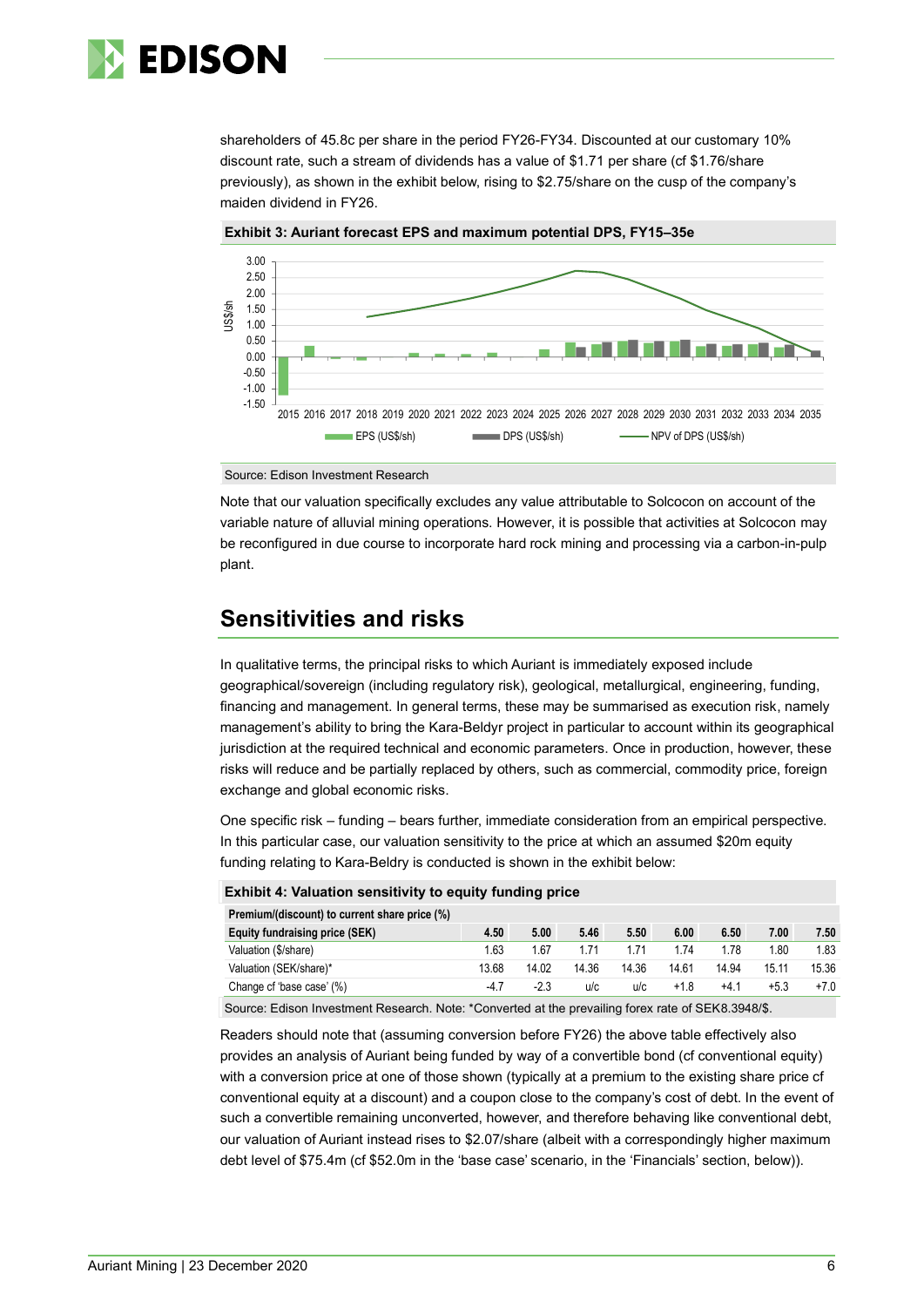shareholders of 45.8c per share in the period FY26-FY34. Discounted at our customary 10% discount rate, such a stream of dividends has a value of $1.71 per share (cf $1.76/share previously), as shown in the exhibit below, rising to $2.75/share on the cusp of the company's maiden dividend in FY26.

**Exhibit 3: Auriant forecast EPS and maximum potential DPS, FY15–35e**

Source: Edison Investment Research

Note that our valuation specifically excludes any value attributable to Solcocon on account of the variable nature of alluvial mining operations. However, it is possible that activities at Solcocon may be reconfigured in due course to incorporate hard rock mining and processing via a carbon-in-pulp plant.

## Sensitivities and risks

In qualitative terms, the principal risks to which Auriant is immediately exposed include geographical/sovereign (including regulatory risk), geological, metallurgical, engineering, funding, financing and management. In general terms, these may be summarised as execution risk, namely management's ability to bring the Kara-Beldyr project in particular to account within its geographical jurisdiction at the required technical and economic parameters. Once in production, however, these risks will reduce and be partially replaced by others, such as commercial, commodity price, foreign exchange and global economic risks.

One specific risk – funding – bears further, immediate consideration from an empirical perspective. In this particular case, our valuation sensitivity to the price at which an assumed $20m equity funding relating to Kara-Beldry is conducted is shown in the exhibit below:

**Exhibit 4: Valuation sensitivity to equity funding price**

| Premium/(discount) to current share price (%) | | | | | | | | |
|---|---|---|---|---|---|---|---|---|
| **Equity fundraising price (SEK)** | **4.50** | **5.00** | **5.46** | **5.50** | **6.00** | **6.50** | **7.00** | **7.50** |
| Valuation ($/share) | 1.63 | 1.67 | 1.71 | 1.71 | 1.74 | 1.78 | 1.80 | 1.83 |
| Valuation (SEK/share)* | 13.68 | 14.02 | 14.36 | 14.36 | 14.61 | 14.94 | 15.11 | 15.36 |
| Change cf 'base case' (%) | -4.7 | -2.3 | u/c | u/c | +1.8 | +4.1 | +5.3 | +7.0 |

Source: Edison Investment Research. Note: *Converted at the prevailing forex rate of SEK8.3948/$.

Readers should note that (assuming conversion before FY26) the above table effectively also provides an analysis of Auriant being funded by way of a convertible bond (cf conventional equity) with a conversion price at one of those shown (typically at a premium to the existing share price cf conventional equity at a discount) and a coupon close to the company's cost of debt. In the event of such a convertible remaining unconverted, however, and therefore behaving like conventional debt, our valuation of Auriant instead rises to $2.07/share (albeit with a correspondingly higher maximum debt level of $75.4m (cf $52.0m in the 'base case' scenario, in the 'Financials' section, below)).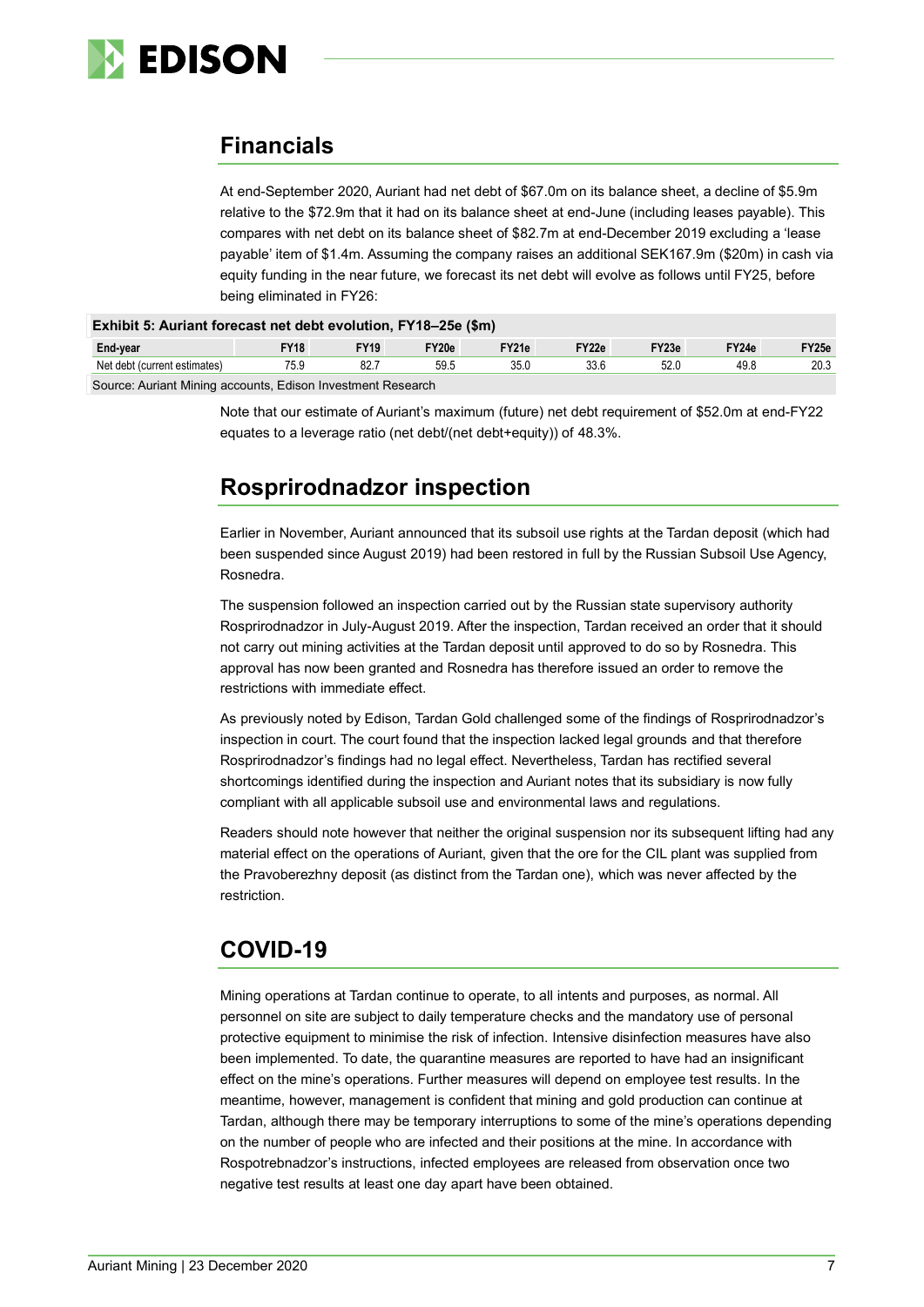## Financials

At end-September 2020, Auriant had net debt of $67.0m on its balance sheet, a decline of $5.9m relative to the $72.9m that it had on its balance sheet at end-June (including leases payable). This compares with net debt on its balance sheet of $82.7m at end-December 2019 excluding a 'lease payable' item of $1.4m. Assuming the company raises an additional SEK167.9m ($20m) in cash via equity funding in the near future, we forecast its net debt will evolve as follows until FY25, before being eliminated in FY26:

**Exhibit 5: Auriant forecast net debt evolution, FY18–25e ($m)**

| End-year | FY18 | FY19 | FY20e | FY21e | FY22e | FY23e | FY24e | FY25e |
|---|---|---|---|---|---|---|---|---|
| Net debt (current estimates) | 75.9 | 82.7 | 59.5 | 35.0 | 33.6 | 52.0 | 49.8 | 20.3 |

Source: Auriant Mining accounts, Edison Investment Research

Note that our estimate of Auriant's maximum (future) net debt requirement of $52.0m at end-FY22 equates to a leverage ratio (net debt/(net debt+equity)) of 48.3%.

## Rosprirodnadzor inspection

Earlier in November, Auriant announced that its subsoil use rights at the Tardan deposit (which had been suspended since August 2019) had been restored in full by the Russian Subsoil Use Agency, Rosnedra.

The suspension followed an inspection carried out by the Russian state supervisory authority Rosprirodnadzor in July-August 2019. After the inspection, Tardan received an order that it should not carry out mining activities at the Tardan deposit until approved to do so by Rosnedra. This approval has now been granted and Rosnedra has therefore issued an order to remove the restrictions with immediate effect.

As previously noted by Edison, Tardan Gold challenged some of the findings of Rosprirodnadzor's inspection in court. The court found that the inspection lacked legal grounds and that therefore Rosprirodnadzor's findings had no legal effect. Nevertheless, Tardan has rectified several shortcomings identified during the inspection and Auriant notes that its subsidiary is now fully compliant with all applicable subsoil use and environmental laws and regulations.

Readers should note however that neither the original suspension nor its subsequent lifting had any material effect on the operations of Auriant, given that the ore for the CIL plant was supplied from the Pravoberezhny deposit (as distinct from the Tardan one), which was never affected by the restriction.

## COVID-19

Mining operations at Tardan continue to operate, to all intents and purposes, as normal. All personnel on site are subject to daily temperature checks and the mandatory use of personal protective equipment to minimise the risk of infection. Intensive disinfection measures have also been implemented. To date, the quarantine measures are reported to have had an insignificant effect on the mine's operations. Further measures will depend on employee test results. In the meantime, however, management is confident that mining and gold production can continue at Tardan, although there may be temporary interruptions to some of the mine's operations depending on the number of people who are infected and their positions at the mine. In accordance with Rospotrebnadzor's instructions, infected employees are released from observation once two negative test results at least one day apart have been obtained.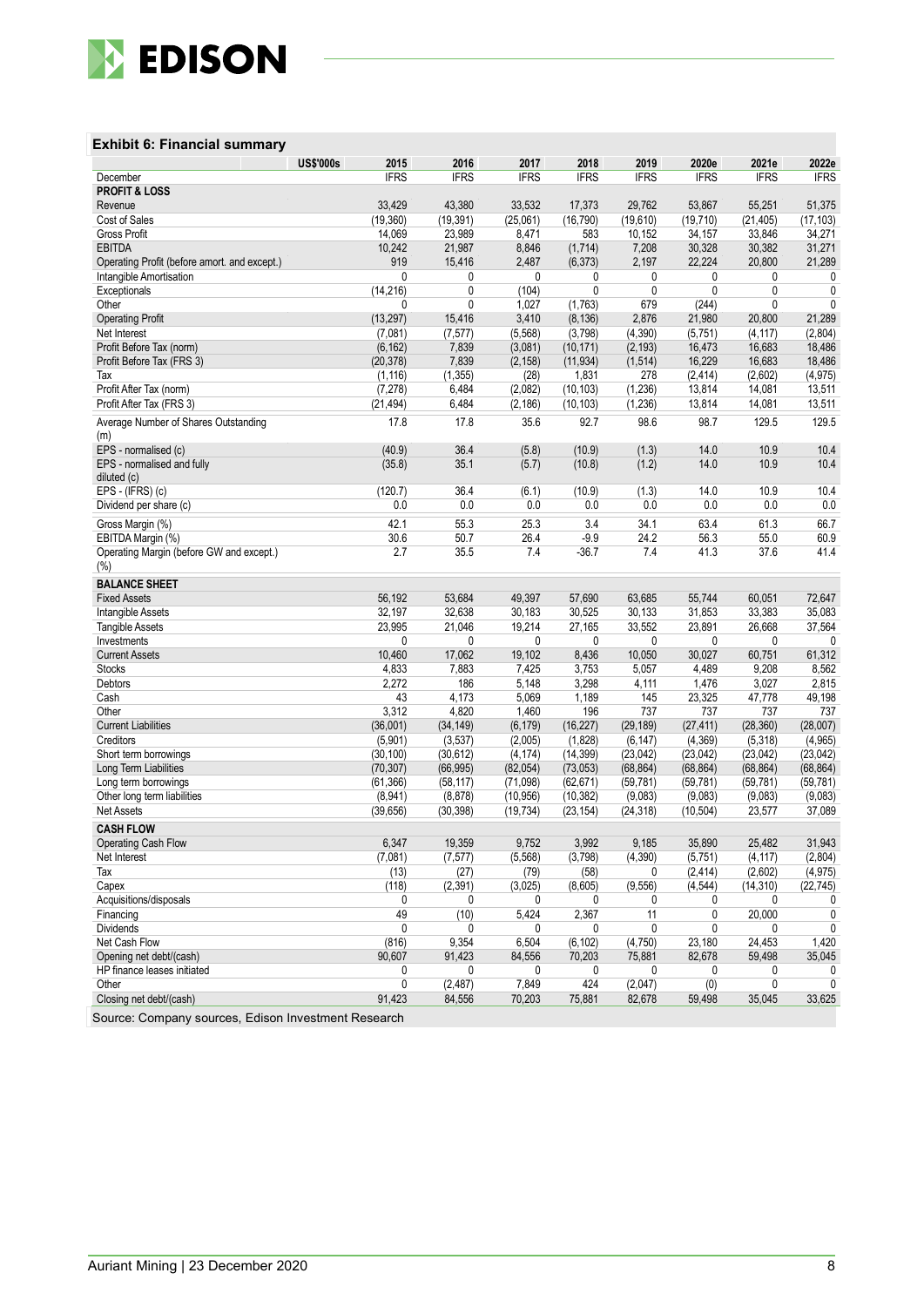### Exhibit 6: Financial summary

| US$'000s | 2015 | 2016 | 2017 | 2018 | 2019 | 2020e | 2021e | 2022e |
|---|---|---|---|---|---|---|---|---|
| December | IFRS | IFRS | IFRS | IFRS | IFRS | IFRS | IFRS | IFRS |
| **PROFIT & LOSS** | | | | | | | | |
| Revenue | 33,429 | 43,380 | 33,532 | 17,373 | 29,762 | 53,867 | 55,251 | 51,375 |
| Cost of Sales | (19,360) | (19,391) | (25,061) | (16,790) | (19,610) | (19,710) | (21,405) | (17,103) |
| Gross Profit | 14,069 | 23,989 | 8,471 | 583 | 10,152 | 34,157 | 33,846 | 34,271 |
| EBITDA | 10,242 | 21,987 | 8,846 | (1,714) | 7,208 | 30,328 | 30,382 | 31,271 |
| Operating Profit (before amort. and except.) | 919 | 15,416 | 2,487 | (6,373) | 2,197 | 22,224 | 20,800 | 21,289 |
| Intangible Amortisation | 0 | 0 | 0 | 0 | 0 | 0 | 0 | 0 |
| Exceptionals | (14,216) | 0 | (104) | 0 | 0 | 0 | 0 | 0 |
| Other | 0 | 0 | 1,027 | (1,763) | 679 | (244) | 0 | 0 |
| Operating Profit | (13,297) | 15,416 | 3,410 | (8,136) | 2,876 | 21,980 | 20,800 | 21,289 |
| Net Interest | (7,081) | (7,577) | (5,568) | (3,798) | (4,390) | (5,751) | (4,117) | (2,804) |
| Profit Before Tax (norm) | (6,162) | 7,839 | (3,081) | (10,171) | (2,193) | 16,473 | 16,683 | 18,486 |
| Profit Before Tax (FRS 3) | (20,378) | 7,839 | (2,158) | (11,934) | (1,514) | 16,229 | 16,683 | 18,486 |
| Tax | (1,116) | (1,355) | (28) | 1,831 | 278 | (2,414) | (2,602) | (4,975) |
| Profit After Tax (norm) | (7,278) | 6,484 | (2,082) | (10,103) | (1,236) | 13,814 | 14,081 | 13,511 |
| Profit After Tax (FRS 3) | (21,494) | 6,484 | (2,186) | (10,103) | (1,236) | 13,814 | 14,081 | 13,511 |
| Average Number of Shares Outstanding (m) | 17.8 | 17.8 | 35.6 | 92.7 | 98.6 | 98.7 | 129.5 | 129.5 |
| EPS - normalised (c) | (40.9) | 36.4 | (5.8) | (10.9) | (1.3) | 14.0 | 10.9 | 10.4 |
| EPS - normalised and fully diluted (c) | (35.8) | 35.1 | (5.7) | (10.8) | (1.2) | 14.0 | 10.9 | 10.4 |
| EPS - (IFRS) (c) | (120.7) | 36.4 | (6.1) | (10.9) | (1.3) | 14.0 | 10.9 | 10.4 |
| Dividend per share (c) | 0.0 | 0.0 | 0.0 | 0.0 | 0.0 | 0.0 | 0.0 | 0.0 |
| Gross Margin (%) | 42.1 | 55.3 | 25.3 | 3.4 | 34.1 | 63.4 | 61.3 | 66.7 |
| EBITDA Margin (%) | 30.6 | 50.7 | 26.4 | -9.9 | 24.2 | 56.3 | 55.0 | 60.9 |
| Operating Margin (before GW and except.) (%) | 2.7 | 35.5 | 7.4 | -36.7 | 7.4 | 41.3 | 37.6 | 41.4 |
| **BALANCE SHEET** | | | | | | | | |
| Fixed Assets | 56,192 | 53,684 | 49,397 | 57,690 | 63,685 | 55,744 | 60,051 | 72,647 |
| Intangible Assets | 32,197 | 32,638 | 30,183 | 30,525 | 30,133 | 31,853 | 33,383 | 35,083 |
| Tangible Assets | 23,995 | 21,046 | 19,214 | 27,165 | 33,552 | 23,891 | 26,668 | 37,564 |
| Investments | 0 | 0 | 0 | 0 | 0 | 0 | 0 | 0 |
| Current Assets | 10,460 | 17,062 | 19,102 | 8,436 | 10,050 | 30,027 | 60,751 | 61,312 |
| Stocks | 4,833 | 7,883 | 7,425 | 3,753 | 5,057 | 4,489 | 9,208 | 8,562 |
| Debtors | 2,272 | 186 | 5,148 | 3,298 | 4,111 | 1,476 | 3,027 | 2,815 |
| Cash | 43 | 4,173 | 5,069 | 1,189 | 145 | 23,325 | 47,778 | 49,198 |
| Other | 3,312 | 4,820 | 1,460 | 196 | 737 | 737 | 737 | 737 |
| Current Liabilities | (36,001) | (34,149) | (6,179) | (16,227) | (29,189) | (27,411) | (28,360) | (28,007) |
| Creditors | (5,901) | (3,537) | (2,005) | (1,828) | (6,147) | (4,369) | (5,318) | (4,965) |
| Short term borrowings | (30,100) | (30,612) | (4,174) | (14,399) | (23,042) | (23,042) | (23,042) | (23,042) |
| Long Term Liabilities | (70,307) | (66,995) | (82,054) | (73,053) | (68,864) | (68,864) | (68,864) | (68,864) |
| Long term borrowings | (61,366) | (58,117) | (71,098) | (62,671) | (59,781) | (59,781) | (59,781) | (59,781) |
| Other long term liabilities | (8,941) | (8,878) | (10,956) | (10,382) | (9,083) | (9,083) | (9,083) | (9,083) |
| Net Assets | (39,656) | (30,398) | (19,734) | (23,154) | (24,318) | (10,504) | 23,577 | 37,089 |
| **CASH FLOW** | | | | | | | | |
| Operating Cash Flow | 6,347 | 19,359 | 9,752 | 3,992 | 9,185 | 35,890 | 25,482 | 31,943 |
| Net Interest | (7,081) | (7,577) | (5,568) | (3,798) | (4,390) | (5,751) | (4,117) | (2,804) |
| Tax | (13) | (27) | (79) | (58) | 0 | (2,414) | (2,602) | (4,975) |
| Capex | (118) | (2,391) | (3,025) | (8,605) | (9,556) | (4,544) | (14,310) | (22,745) |
| Acquisitions/disposals | 0 | 0 | 0 | 0 | 0 | 0 | 0 | 0 |
| Financing | 49 | (10) | 5,424 | 2,367 | 11 | 0 | 20,000 | 0 |
| Dividends | 0 | 0 | 0 | 0 | 0 | 0 | 0 | 0 |
| Net Cash Flow | (816) | 9,354 | 6,504 | (6,102) | (4,750) | 23,180 | 24,453 | 1,420 |
| Opening net debt/(cash) | 90,607 | 91,423 | 84,556 | 70,203 | 75,881 | 82,678 | 59,498 | 35,045 |
| HP finance leases initiated | 0 | 0 | 0 | 0 | 0 | 0 | 0 | 0 |
| Other | 0 | (2,487) | 7,849 | 424 | (2,047) | (0) | 0 | 0 |
| Closing net debt/(cash) | 91,423 | 84,556 | 70,203 | 75,881 | 82,678 | 59,498 | 35,045 | 33,625 |

Source: Company sources, Edison Investment Research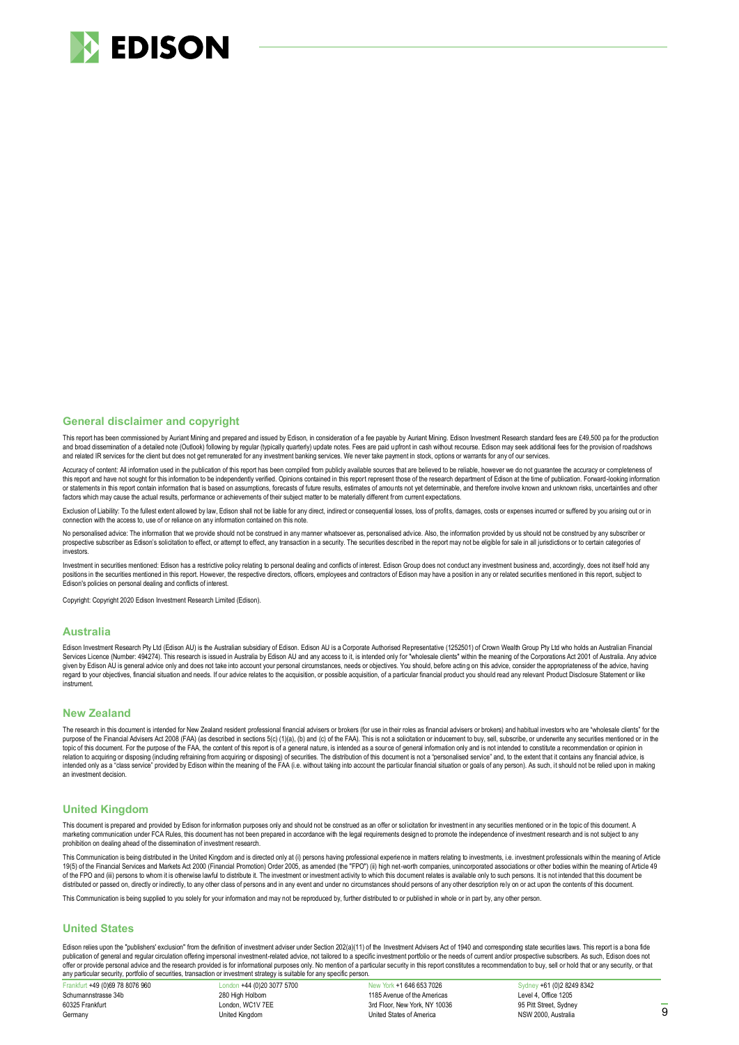## General disclaimer and copyright

This report has been commissioned by Auriant Mining and prepared and issued by Edison, in consideration of a fee payable by Auriant Mining. Edison Investment Research standard fees are £49,500 pa for the production and broad dissemination of a detailed note (Outlook) following by regular (typically quarterly) update notes. Fees are paid upfront in cash without recourse. Edison may seek additional fees for the provision of roadshows and related IR services for the client but does not get remunerated for any investment banking services. We never take payment in stock, options or warrants for any of our services.

Accuracy of content: All information used in the publication of this report has been compiled from publicly available sources that are believed to be reliable, however we do not guarantee the accuracy or completeness of this report and have not sought for this information to be independently verified. Opinions contained in this report represent those of the research department of Edison at the time of publication. Forward-looking information or statements in this report contain information that is based on assumptions, forecasts of future results, estimates of amounts not yet determinable, and therefore involve known and unknown risks, uncertainties and other factors which may cause the actual results, performance or achievements of their subject matter to be materially different from current expectations.

Exclusion of Liability: To the fullest extent allowed by law, Edison shall not be liable for any direct, indirect or consequential losses, loss of profits, damages, costs or expenses incurred or suffered by you arising out or in connection with the access to, use of or reliance on any information contained on this note.

No personalised advice: The information that we provide should not be construed in any manner whatsoever as, personalised advice. Also, the information provided by us should not be construed by any subscriber or prospective subscriber as Edison's solicitation to effect, or attempt to effect, any transaction in a security. The securities described in the report may not be eligible for sale in all jurisdictions or to certain categories of investors.

Investment in securities mentioned: Edison has a restrictive policy relating to personal dealing and conflicts of interest. Edison Group does not conduct any investment business and, accordingly, does not itself hold any positions in the securities mentioned in this report. However, the respective directors, officers, employees and contractors of Edison may have a position in any or related securities mentioned in this report, subject to Edison's policies on personal dealing and conflicts of interest.

Copyright: Copyright 2020 Edison Investment Research Limited (Edison).

## Australia

Edison Investment Research Pty Ltd (Edison AU) is the Australian subsidiary of Edison. Edison AU is a Corporate Authorised Representative (1252501) of Crown Wealth Group Pty Ltd who holds an Australian Financial Services Licence (Number: 494274). This research is issued in Australia by Edison AU and any access to it, is intended only for "wholesale clients" within the meaning of the Corporations Act 2001 of Australia. Any advice given by Edison AU is general advice only and does not take into account your personal circumstances, needs or objectives. You should, before acting on this advice, consider the appropriateness of the advice, having regard to your objectives, financial situation and needs. If our advice relates to the acquisition, or possible acquisition, of a particular financial product you should read any relevant Product Disclosure Statement or like instrument.

## New Zealand

The research in this document is intended for New Zealand resident professional financial advisers or brokers (for use in their roles as financial advisers or brokers) and habitual investors who are "wholesale clients" for the purpose of the Financial Advisers Act 2008 (FAA) (as described in sections 5(c) (1)(a), (b) and (c) of the FAA). This is not a solicitation or inducement to buy, sell, subscribe, or underwrite any securities mentioned or in the topic of this document. For the purpose of the FAA, the content of this report is of a general nature, is intended as a source of general information only and is not intended to constitute a recommendation or opinion in relation to acquiring or disposing (including refraining from acquiring or disposing) of securities. The distribution of this document is not a "personalised service" and, to the extent that it contains any financial advice, is intended only as a "class service" provided by Edison within the meaning of the FAA (i.e. without taking into account the particular financial situation or goals of any person). As such, it should not be relied upon in making an investment decision.

## United Kingdom

This document is prepared and provided by Edison for information purposes only and should not be construed as an offer or solicitation for investment in any securities mentioned or in the topic of this document. A marketing communication under FCA Rules, this document has not been prepared in accordance with the legal requirements designed to promote the independence of investment research and is not subject to any prohibition on dealing ahead of the dissemination of investment research.

This Communication is being distributed in the United Kingdom and is directed only at (i) persons having professional experience in matters relating to investments, i.e. investment professionals within the meaning of Article 19(5) of the Financial Services and Markets Act 2000 (Financial Promotion) Order 2005, as amended (the "FPO") (ii) high net-worth companies, unincorporated associations or other bodies within the meaning of Article 49 of the FPO and (iii) persons to whom it is otherwise lawful to distribute it. The investment or investment activity to which this document relates is available only to such persons. It is not intended that this document be distributed or passed on, directly or indirectly, to any other class of persons and in any event and under no circumstances should persons of any other description rely on or act upon the contents of this document.

This Communication is being supplied to you solely for your information and may not be reproduced by, further distributed to or published in whole or in part by, any other person.

## United States

Edison relies upon the "publishers' exclusion" from the definition of investment adviser under Section 202(a)(11) of the Investment Advisers Act of 1940 and corresponding state securities laws. This report is a bona fide publication of general and regular circulation offering impersonal investment-related advice, not tailored to a specific investment portfolio or the needs of current and/or prospective subscribers. As such, Edison does not offer or provide personal advice and the research provided is for informational purposes only. No mention of a particular security in this report constitutes a recommendation to buy, sell or hold that or any security, or that any particular security, portfolio of securities, transaction or investment strategy is suitable for any specific person.

Frankfurt +49 (0)69 78 8076 960
Schumannstrasse 34b
60325 Frankfurt
Germany

London +44 (0)20 3077 5700
280 High Holborn
London, WC1V 7EE
United Kingdom

New York +1 646 653 7026
1185 Avenue of the Americas
3rd Floor, New York, NY 10036
United States of America

Sydney +61 (0)2 8249 8342
Level 4, Office 1205
95 Pitt Street, Sydney
NSW 2000, Australia